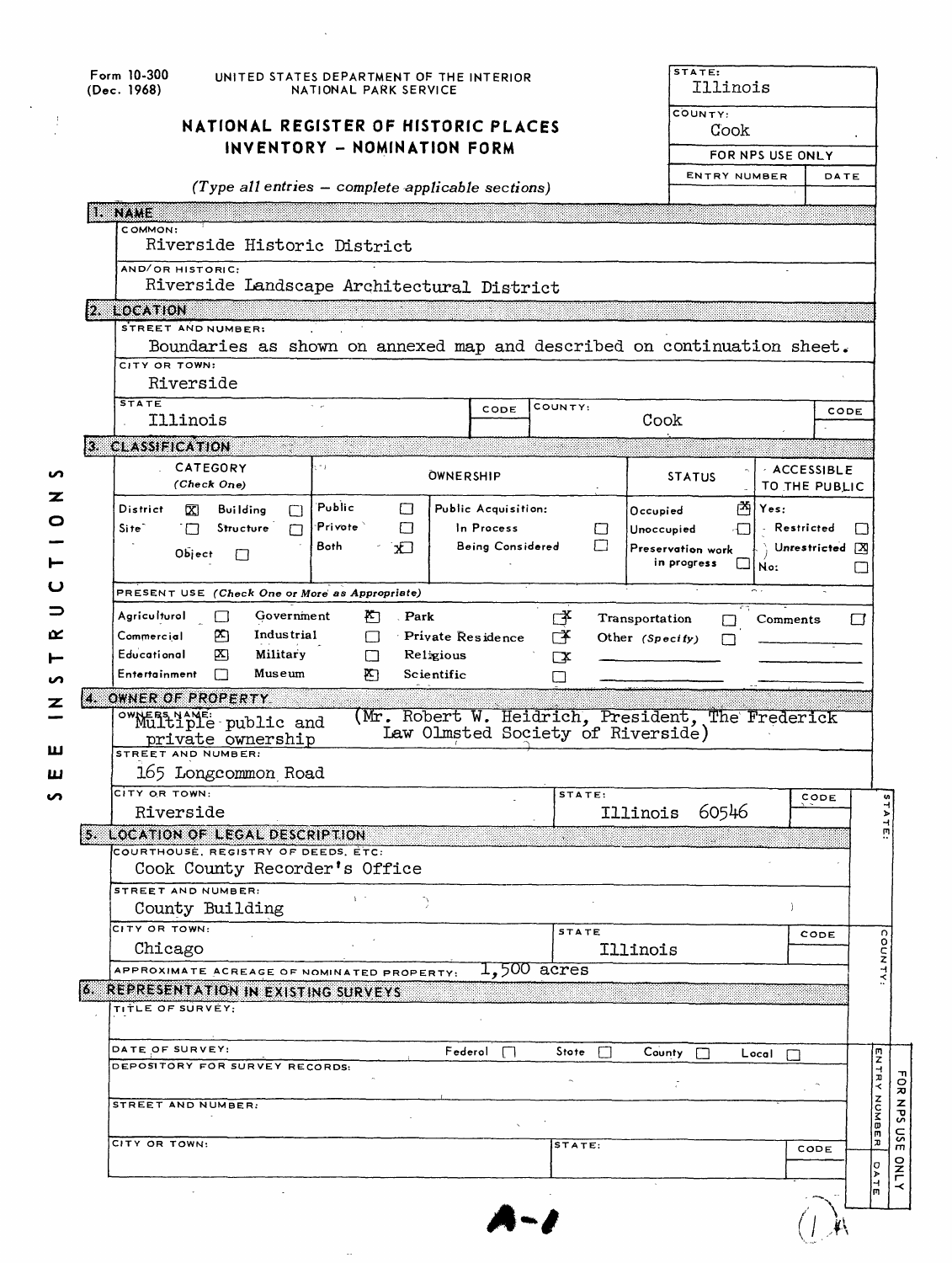Form 10-300 (Dec. 1968)

UNITED STATES DEPARTMENT OF THE INTERIOR
NATIONAL PARK SERVICE

# NATIONAL REGISTER OF HISTORIC PLACES INVENTORY - NOMINATION FORM

*(Type all entries — complete applicable sections)*

| STATE: | Illinois |
|---|---|
| COUNTY: | Cook |
| FOR NPS USE ONLY | |
| ENTRY NUMBER | DATE |

## 1. NAME

COMMON:
Riverside Historic District

AND/OR HISTORIC:
Riverside Landscape Architectural District

## 2. LOCATION

STREET AND NUMBER:
Boundaries as shown on annexed map and described on continuation sheet.

CITY OR TOWN:
Riverside

| STATE | CODE | COUNTY: | CODE |
|---|---|---|---|
| Illinois | | Cook | |

## 3. CLASSIFICATION

| CATEGORY (Check One) | OWNERSHIP | | STATUS | ACCESSIBLE TO THE PUBLIC |
|---|---|---|---|---|
| District [X] Building [ ] | Public [ ] | Public Acquisition: | Occupied [X] | Yes: |
| Site [ ] Structure [ ] | Private [ ] | In Process [ ] | Unoccupied [ ] | Restricted [ ] |
| Object [ ] | Both [X] | Being Considered [ ] | Preservation work in progress [ ] | Unrestricted [X] |
| | | | | No: [ ] |

PRESENT USE *(Check One or More as Appropriate)*

| | | | |
|---|---|---|---|
| Agricultural [ ] | Government [X] | Park [X] | Transportation [ ] |
| Commercial [X] | Industrial [ ] | Private Residence [X] | Other (Specify) [ ] |
| Educational [X] | Military [ ] | Religious [X] | Comments [ ] |
| Entertainment [ ] | Museum [X] | Scientific [ ] | |

## 4. OWNER OF PROPERTY

OWNER'S NAME:
Multiple public and private ownership (Mr. Robert W. Heidrich, President, The Frederick Law Olmsted Society of Riverside)

STREET AND NUMBER:
165 Longcommon Road

| CITY OR TOWN: | STATE: | CODE |
|---|---|---|
| Riverside | Illinois 60546 | |

## 5. LOCATION OF LEGAL DESCRIPTION

COURTHOUSE, REGISTRY OF DEEDS, ETC:
Cook County Recorder's Office

STREET AND NUMBER:
County Building

| CITY OR TOWN: | STATE | CODE |
|---|---|---|
| Chicago | Illinois | |

APPROXIMATE ACREAGE OF NOMINATED PROPERTY: 1,500 acres

## 6. REPRESENTATION IN EXISTING SURVEYS

TITLE OF SURVEY:

DATE OF SURVEY: Federal [ ] State [ ] County [ ] Local [ ]

DEPOSITORY FOR SURVEY RECORDS:

STREET AND NUMBER:

| CITY OR TOWN: | STATE: | CODE |
|---|---|---|
| | | |

SEE INSTRUCTIONS

A-1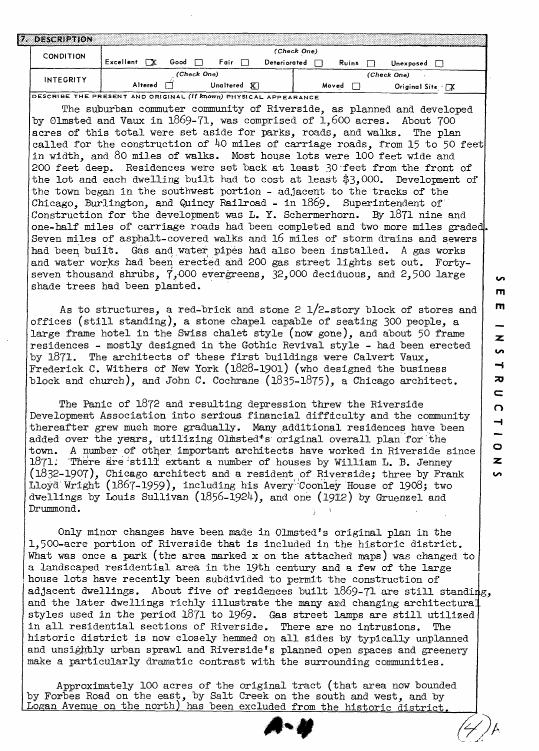## 7. DESCRIPTION

| CONDITION | (Check One) | | | | | |
|---|---|---|---|---|---|---|
| | Excellent [X] | Good [ ] | Fair [ ] | Deteriorated [ ] | Ruins [ ] | Unexposed [ ] |
| INTEGRITY | (Check One) | | | (Check One) | | |
| | Altered [ ] | Unaltered [X] | | Moved [ ] | Original Site [X] | |

DESCRIBE THE PRESENT AND ORIGINAL *(if known)* PHYSICAL APPEARANCE

The suburban commuter community of Riverside, as planned and developed by Olmsted and Vaux in 1869-71, was comprised of 1,600 acres. About 700 acres of this total were set aside for parks, roads, and walks. The plan called for the construction of 40 miles of carriage roads, from 15 to 50 feet in width, and 80 miles of walks. Most house lots were 100 feet wide and 200 feet deep. Residences were set back at least 30 feet from the front of the lot and each dwelling built had to cost at least $3,000. Development of the town began in the southwest portion - adjacent to the tracks of the Chicago, Burlington, and Quincy Railroad - in 1869. Superintendent of Construction for the development was L. Y. Schermerhorn. By 1871 nine and one-half miles of carriage roads had been completed and two more miles graded. Seven miles of asphalt-covered walks and 16 miles of storm drains and sewers had been built. Gas and water pipes had also been installed. A gas works and water works had been erected and 200 gas street lights set out. Forty-seven thousand shrubs, 7,000 evergreens, 32,000 deciduous, and 2,500 large shade trees had been planted.

As to structures, a red-brick and stone 2 1/2-story block of stores and offices (still standing), a stone chapel capable of seating 300 people, a large frame hotel in the Swiss chalet style (now gone), and about 50 frame residences - mostly designed in the Gothic Revival style - had been erected by 1871. The architects of these first buildings were Calvert Vaux, Frederick C. Withers of New York (1828-1901) (who designed the business block and church), and John C. Cochrane (1835-1875), a Chicago architect.

The Panic of 1872 and resulting depression threw the Riverside Development Association into serious financial difficulty and the community thereafter grew much more gradually. Many additional residences have been added over the years, utilizing Olmsted's original overall plan for the town. A number of other important architects have worked in Riverside since 1871. There are still extant a number of houses by William L. B. Jenney (1832-1907), Chicago architect and a resident of Riverside; three by Frank Lloyd Wright (1867-1959), including his Avery Coonley House of 1908; two dwellings by Louis Sullivan (1856-1924), and one (1912) by Gruenzel and Drummond.

Only minor changes have been made in Olmsted's original plan in the 1,500-acre portion of Riverside that is included in the historic district. What was once a park (the area marked x on the attached maps) was changed to a landscaped residential area in the 19th century and a few of the large house lots have recently been subdivided to permit the construction of adjacent dwellings. About five of residences built 1869-71 are still standing, and the later dwellings richly illustrate the many and changing architectural styles used in the period 1871 to 1969. Gas street lamps are still utilized in all residential sections of Riverside. There are no intrusions. The historic district is now closely hemmed on all sides by typically unplanned and unsightly urban sprawl and Riverside's planned open spaces and greenery make a particularly dramatic contrast with the surrounding communities.

Approximately 100 acres of the original tract (that area now bounded by Forbes Road on the east, by Salt Creek on the south and west, and by Logan Avenue on the north) has been excluded from the historic district.

SEE INSTRUCTIONS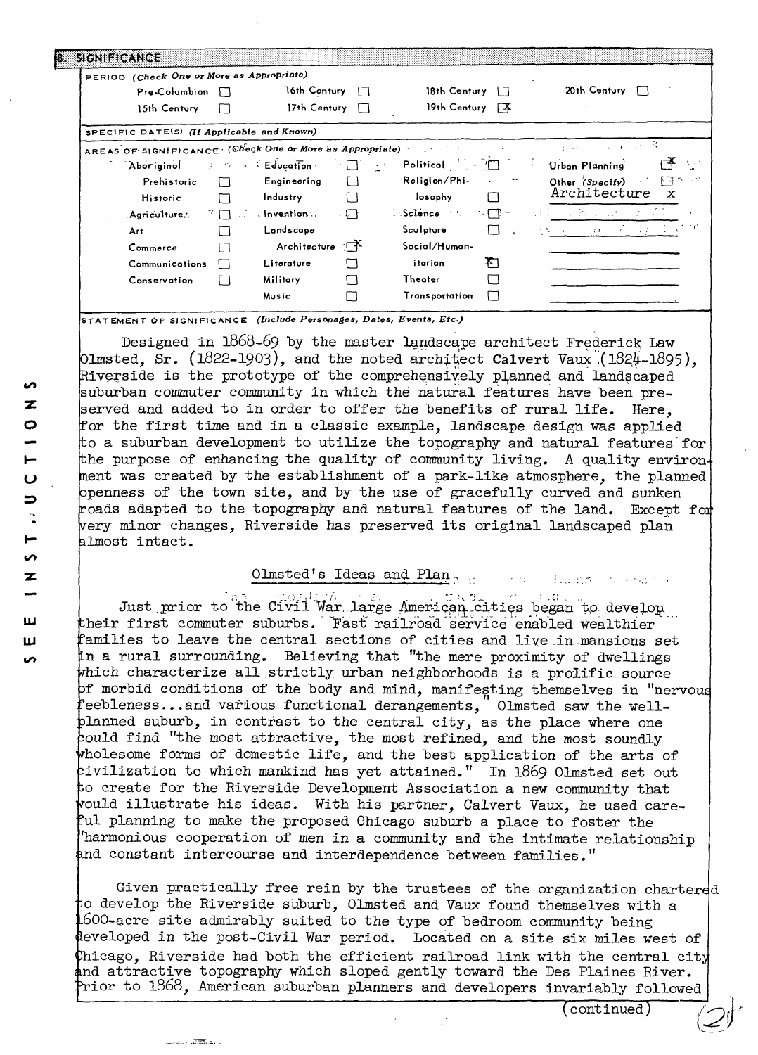## 8. SIGNIFICANCE

PERIOD *(Check One or More as Appropriate)*

| | | | | | | | |
|---|---|---|---|---|---|---|---|
| Pre-Columbian | ☐ | 16th Century | ☐ | 18th Century | ☐ | 20th Century | ☐ |
| 15th Century | ☐ | 17th Century | ☐ | 19th Century | ☒ | | |

SPECIFIC DATE(S) *(If Applicable and Known)*

AREAS OF SIGNIFICANCE *(Check One or More as Appropriate)*

| | | | | | | | |
|---|---|---|---|---|---|---|---|
| Aboriginal | ☐ | Education | ☐ | Political | ☐ | Urban Planning | ☒ |
| Prehistoric | ☐ | Engineering | ☐ | Religion/Philosophy | ☐ | Other *(Specify)* | ☐ |
| Historic | ☐ | Industry | ☐ | | | Architecture | x |
| Agriculture | ☐ | Invention | ☐ | Science | ☐ | | |
| Art | ☐ | Landscape Architecture | ☒ | Sculpture | ☐ | | |
| Commerce | ☐ | | | Social/Humanitarian | ☒ | | |
| Communications | ☐ | Literature | ☐ | | | | |
| Conservation | ☐ | Military | ☐ | Theater | ☐ | | |
| | | Music | ☐ | Transportation | ☐ | | |

STATEMENT OF SIGNIFICANCE *(Include Personages, Dates, Events, Etc.)*

Designed in 1868-69 by the master landscape architect Frederick Law Olmsted, Sr. (1822-1903), and the noted architect Calvert Vaux (1824-1895), Riverside is the prototype of the comprehensively planned and landscaped suburban commuter community in which the natural features have been preserved and added to in order to offer the benefits of rural life. Here, for the first time and in a classic example, landscape design was applied to a suburban development to utilize the topography and natural features for the purpose of enhancing the quality of community living. A quality environment was created by the establishment of a park-like atmosphere, the planned openness of the town site, and by the use of gracefully curved and sunken roads adapted to the topography and natural features of the land. Except for very minor changes, Riverside has preserved its original landscaped plan almost intact.

### Olmsted's Ideas and Plan

Just prior to the Civil War large American cities began to develop their first commuter suburbs. Fast railroad service enabled wealthier families to leave the central sections of cities and live in mansions set in a rural surrounding. Believing that "the mere proximity of dwellings which characterize all strictly urban neighborhoods is a prolific source of morbid conditions of the body and mind, manifesting themselves in "nervous feebleness...and various functional derangements," Olmsted saw the well-planned suburb, in contrast to the central city, as the place where one could find "the most attractive, the most refined, and the most soundly wholesome forms of domestic life, and the best application of the arts of civilization to which mankind has yet attained." In 1869 Olmsted set out to create for the Riverside Development Association a new community that would illustrate his ideas. With his partner, Calvert Vaux, he used careful planning to make the proposed Chicago suburb a place to foster the "harmonious cooperation of men in a community and the intimate relationship and constant intercourse and interdependence between families."

Given practically free rein by the trustees of the organization chartered to develop the Riverside suburb, Olmsted and Vaux found themselves with a 1600-acre site admirably suited to the type of bedroom community being developed in the post-Civil War period. Located on a site six miles west of Chicago, Riverside had both the efficient railroad link with the central city and attractive topography which sloped gently toward the Des Plaines River. Prior to 1868, American suburban planners and developers invariably followed

(continued)

SEE INSTRUCTIONS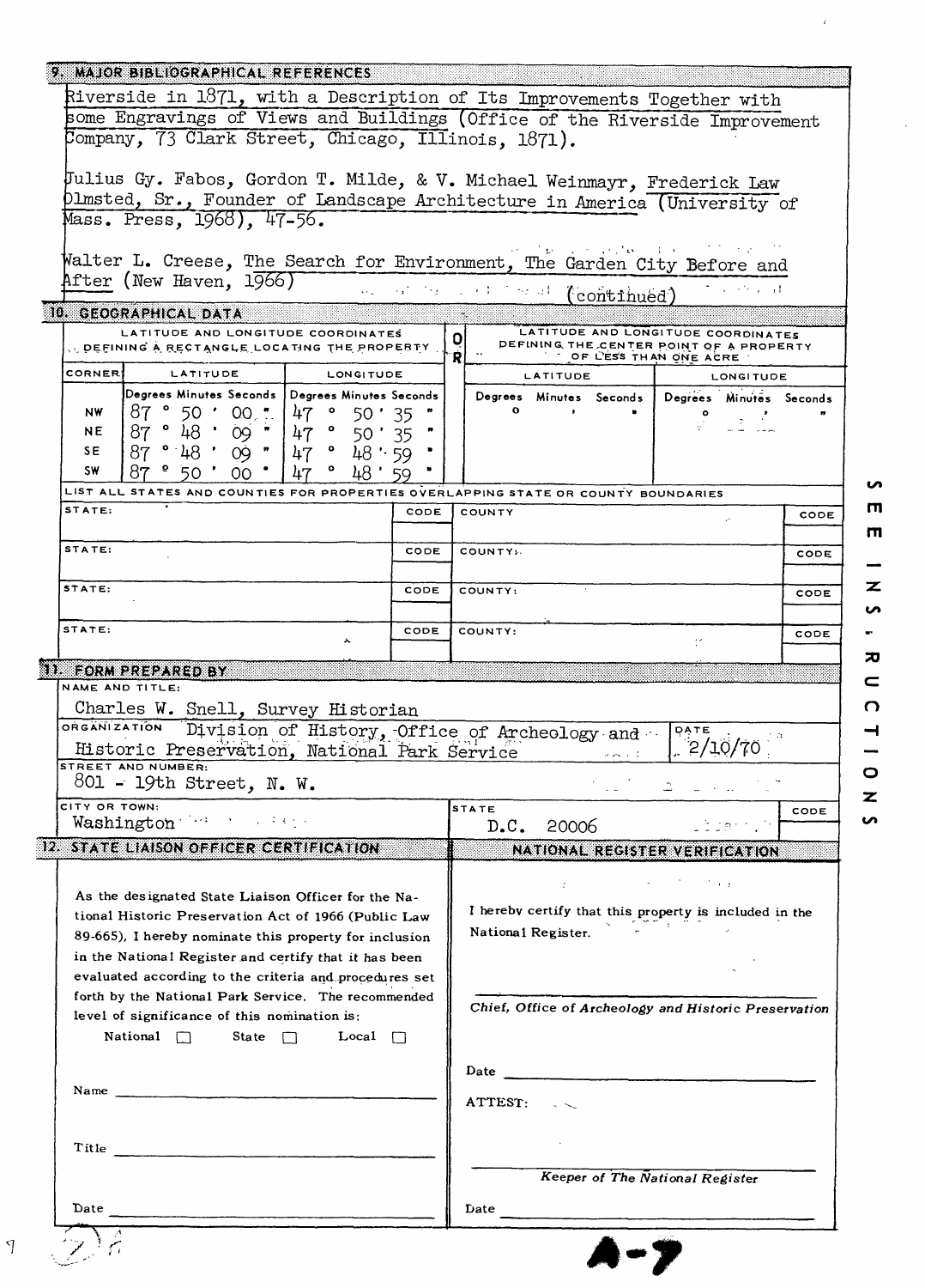## 9. MAJOR BIBLIOGRAPHICAL REFERENCES

Riverside in 1871, with a Description of Its Improvements Together with some Engravings of Views and Buildings (Office of the Riverside Improvement Company, 73 Clark Street, Chicago, Illinois, 1871).

Julius Gy. Fabos, Gordon T. Milde, & V. Michael Weinmayr, Frederick Law Olmsted, Sr., Founder of Landscape Architecture in America (University of Mass. Press, 1968), 47-56.

Walter L. Creese, The Search for Environment, The Garden City Before and After (New Haven, 1966)

(continued)

## 10. GEOGRAPHICAL DATA

| LATITUDE AND LONGITUDE COORDINATES DEFINING A RECTANGLE LOCATING THE PROPERTY | | | OR | LATITUDE AND LONGITUDE COORDINATES DEFINING THE CENTER POINT OF A PROPERTY OF LESS THAN ONE ACRE | |
|---|---|---|---|---|---|
| CORNER | LATITUDE | LONGITUDE | | LATITUDE | LONGITUDE |
| | Degrees Minutes Seconds | Degrees Minutes Seconds | | Degrees Minutes Seconds | Degrees Minutes Seconds |
| NW | 87 ° 50 ' 00 " | 47 ° 50 ' 35 " | | ° ' " | ° ' " |
| NE | 87 ° 48 ' 09 " | 47 ° 50 ' 35 " | | | |
| SE | 87 ° 48 ' 09 " | 47 ° 48 ' 59 " | | | |
| SW | 87 ° 50 ' 00 " | 47 ° 48 ' 59 " | | | |

LIST ALL STATES AND COUNTIES FOR PROPERTIES OVERLAPPING STATE OR COUNTY BOUNDARIES

| STATE: | CODE | COUNTY | CODE |
|---|---|---|---|
| STATE: | CODE | COUNTY: | CODE |
| STATE: | CODE | COUNTY: | CODE |
| STATE: | CODE | COUNTY: | CODE |

## 11. FORM PREPARED BY

NAME AND TITLE:
Charles W. Snell, Survey Historian

ORGANIZATION: Division of History, Office of Archeology and Historic Preservation, National Park Service

DATE: 2/10/70

STREET AND NUMBER:
801 - 19th Street, N. W.

CITY OR TOWN: Washington

STATE: D.C. 20006

CODE:

## 12. STATE LIAISON OFFICER CERTIFICATION

As the designated State Liaison Officer for the National Historic Preservation Act of 1966 (Public Law 89-665), I hereby nominate this property for inclusion in the National Register and certify that it has been evaluated according to the criteria and procedures set forth by the National Park Service. The recommended level of significance of this nomination is:

National ☐ State ☐ Local ☐

Name ______________________

Title ______________________

Date ______________________

## NATIONAL REGISTER VERIFICATION

I hereby certify that this property is included in the National Register.

______________________

*Chief, Office of Archeology and Historic Preservation*

Date ______________________

ATTEST:

______________________

*Keeper of The National Register*

Date ______________________

SEE INSTRUCTIONS

A-7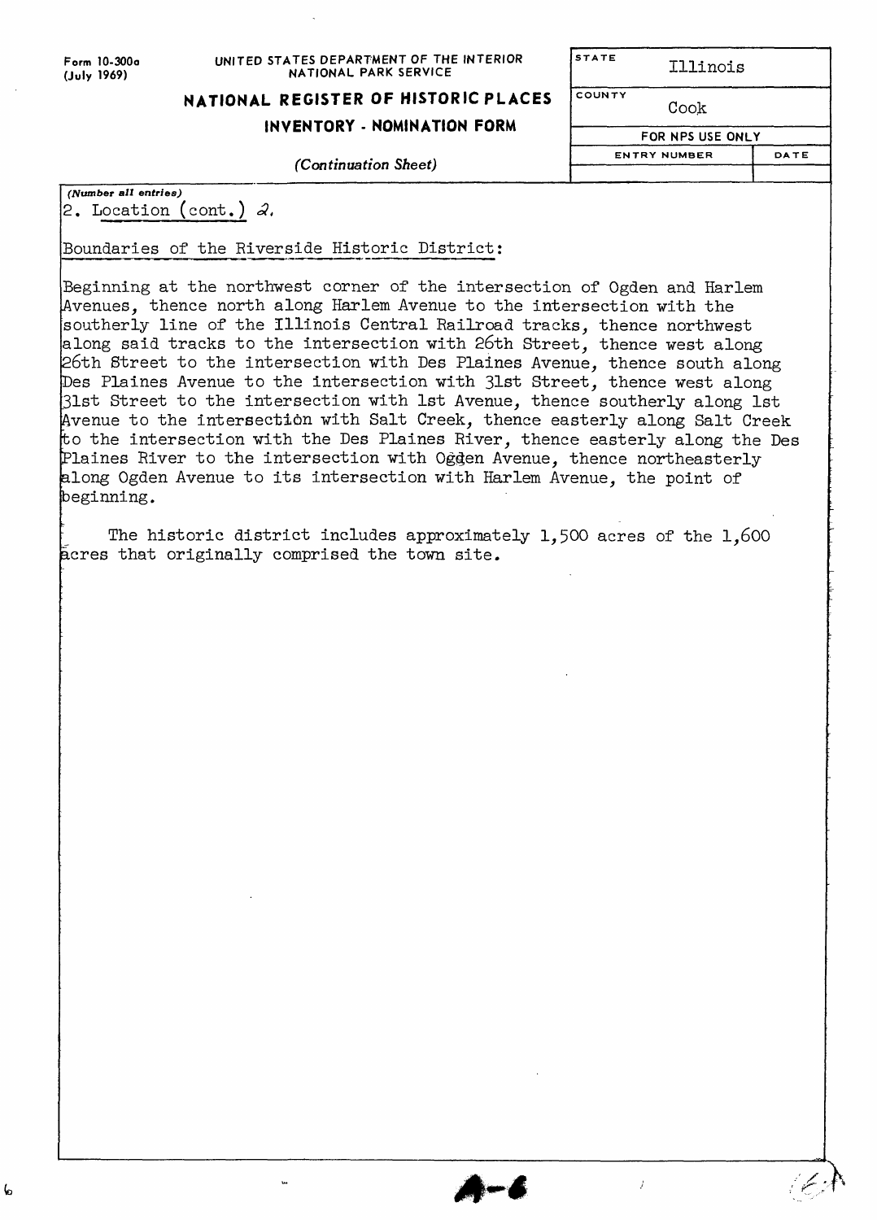Form 10-300a (July 1969)

UNITED STATES DEPARTMENT OF THE INTERIOR
NATIONAL PARK SERVICE

**NATIONAL REGISTER OF HISTORIC PLACES**
**INVENTORY - NOMINATION FORM**

*(Continuation Sheet)*

| STATE | Illinois |
|---|---|
| COUNTY | Cook |
| FOR NPS USE ONLY | |
| ENTRY NUMBER | DATE |
| | |

*(Number all entries)*

2. Location (cont.) 2.

Boundaries of the Riverside Historic District:

Beginning at the northwest corner of the intersection of Ogden and Harlem Avenues, thence north along Harlem Avenue to the intersection with the southerly line of the Illinois Central Railroad tracks, thence northwest along said tracks to the intersection with 26th Street, thence west along 26th Street to the intersection with Des Plaines Avenue, thence south along Des Plaines Avenue to the intersection with 31st Street, thence west along 31st Street to the intersection with 1st Avenue, thence southerly along 1st Avenue to the intersection with Salt Creek, thence easterly along Salt Creek to the intersection with the Des Plaines River, thence easterly along the Des Plaines River to the intersection with Ogden Avenue, thence northeasterly along Ogden Avenue to its intersection with Harlem Avenue, the point of beginning.

The historic district includes approximately 1,500 acres of the 1,600 acres that originally comprised the town site.

A-6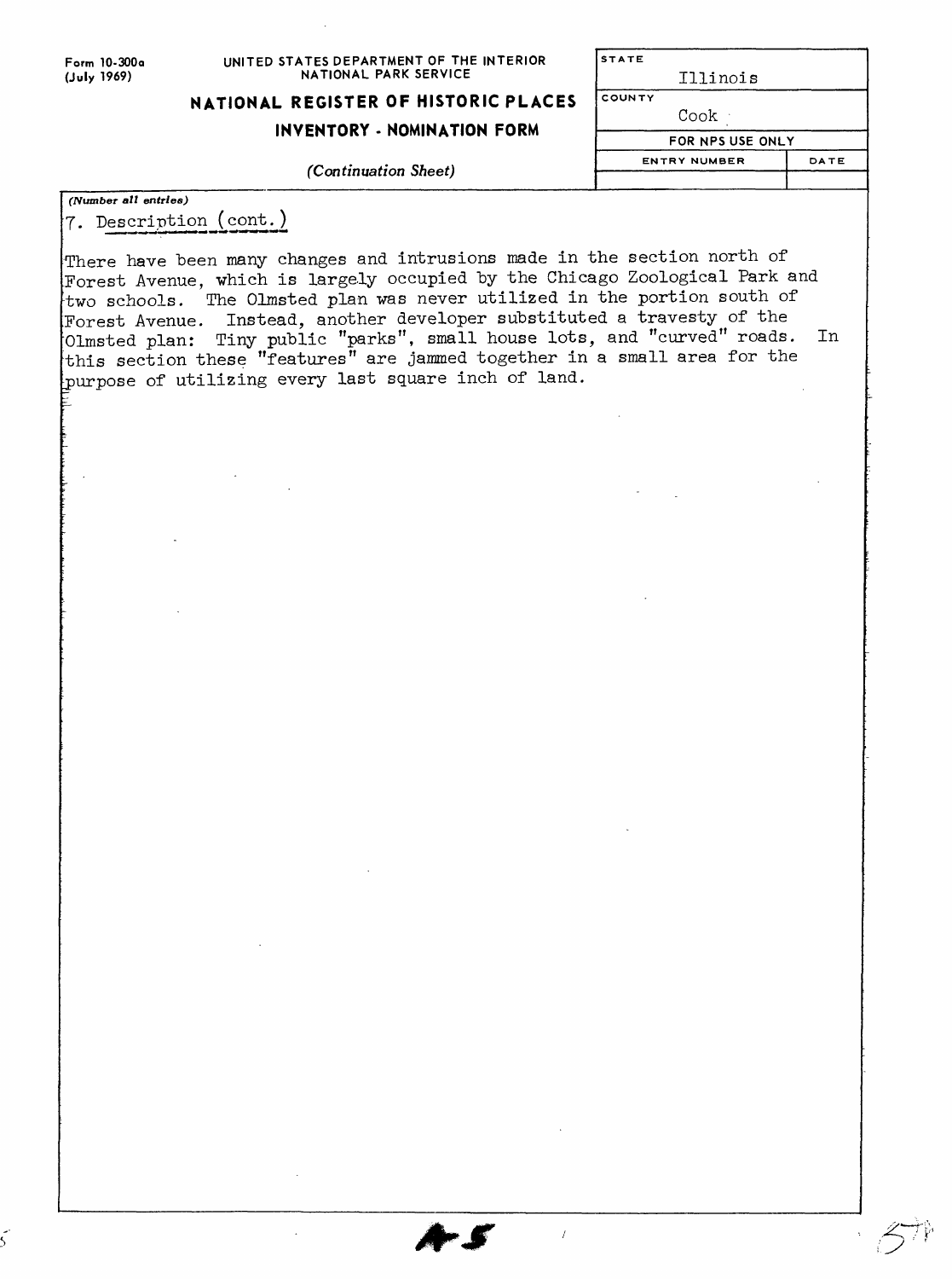Form 10-300a
(July 1969)

UNITED STATES DEPARTMENT OF THE INTERIOR
NATIONAL PARK SERVICE

**NATIONAL REGISTER OF HISTORIC PLACES**

**INVENTORY - NOMINATION FORM**

*(Continuation Sheet)*

| STATE | |
|---|---|
| Illinois | |
| COUNTY | |
| Cook | |
| FOR NPS USE ONLY | |
| ENTRY NUMBER | DATE |
| | |

*(Number all entries)*

7. Description (cont.)

There have been many changes and intrusions made in the section north of Forest Avenue, which is largely occupied by the Chicago Zoological Park and two schools. The Olmsted plan was never utilized in the portion south of Forest Avenue. Instead, another developer substituted a travesty of the Olmsted plan: Tiny public "parks", small house lots, and "curved" roads. In this section these "features" are jammed together in a small area for the purpose of utilizing every last square inch of land.

A-5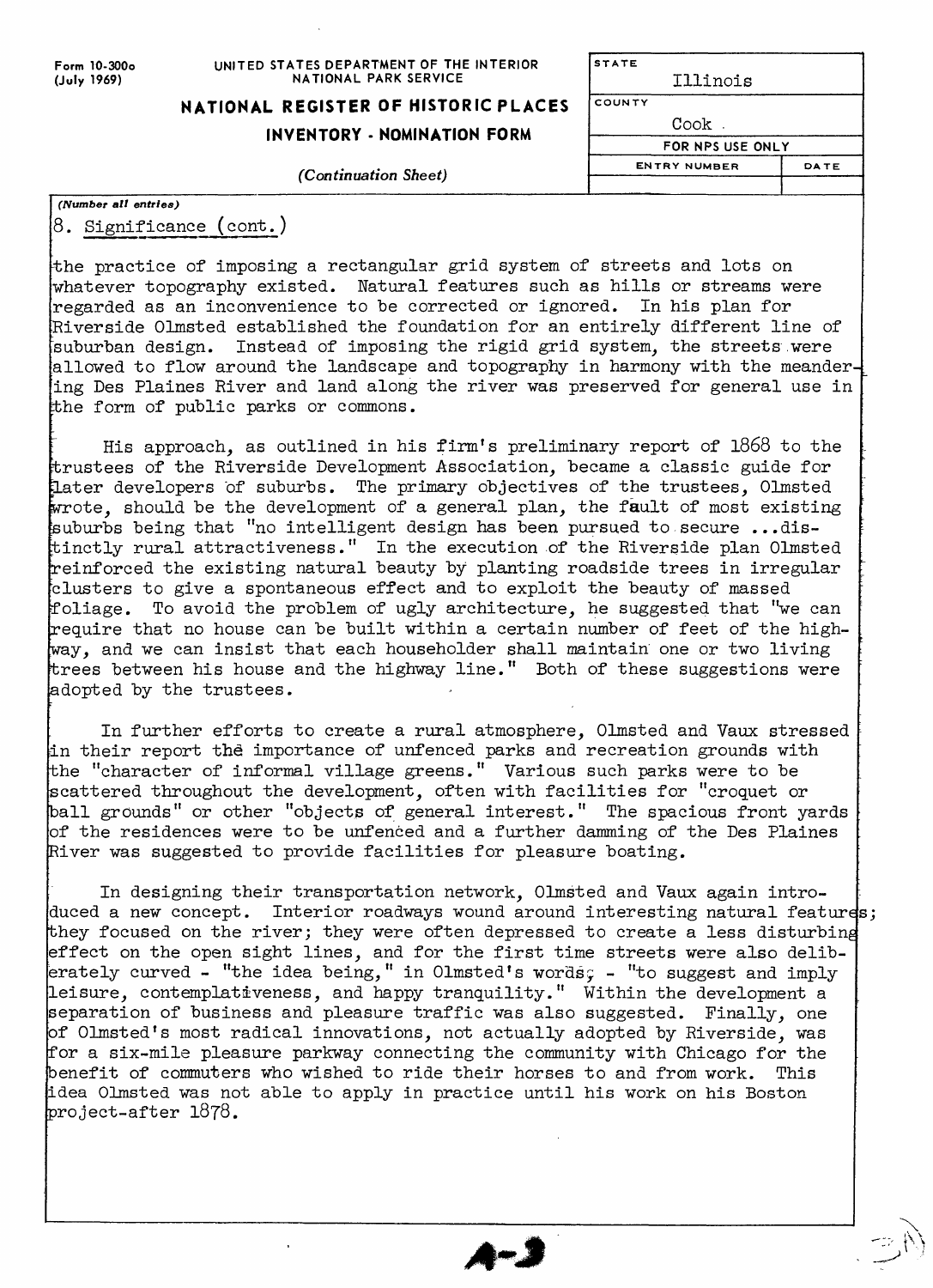Form 10-300a (July 1969)

UNITED STATES DEPARTMENT OF THE INTERIOR
NATIONAL PARK SERVICE

## NATIONAL REGISTER OF HISTORIC PLACES
## INVENTORY - NOMINATION FORM

*(Continuation Sheet)*

| STATE | |
|---|---|
| Illinois | |
| COUNTY | |
| Cook | |
| FOR NPS USE ONLY | |
| ENTRY NUMBER | DATE |
| | |

*(Number all entries)*

8. Significance (cont.)

the practice of imposing a rectangular grid system of streets and lots on whatever topography existed. Natural features such as hills or streams were regarded as an inconvenience to be corrected or ignored. In his plan for Riverside Olmsted established the foundation for an entirely different line of suburban design. Instead of imposing the rigid grid system, the streets were allowed to flow around the landscape and topography in harmony with the meandering Des Plaines River and land along the river was preserved for general use in the form of public parks or commons.

His approach, as outlined in his firm's preliminary report of 1868 to the trustees of the Riverside Development Association, became a classic guide for later developers of suburbs. The primary objectives of the trustees, Olmsted wrote, should be the development of a general plan, the fault of most existing suburbs being that "no intelligent design has been pursued to secure ...distinctly rural attractiveness." In the execution of the Riverside plan Olmsted reinforced the existing natural beauty by planting roadside trees in irregular clusters to give a spontaneous effect and to exploit the beauty of massed foliage. To avoid the problem of ugly architecture, he suggested that "we can require that no house can be built within a certain number of feet of the highway, and we can insist that each householder shall maintain one or two living trees between his house and the highway line." Both of these suggestions were adopted by the trustees.

In further efforts to create a rural atmosphere, Olmsted and Vaux stressed in their report the importance of unfenced parks and recreation grounds with the "character of informal village greens." Various such parks were to be scattered throughout the development, often with facilities for "croquet or ball grounds" or other "objects of general interest." The spacious front yards of the residences were to be unfenced and a further damming of the Des Plaines River was suggested to provide facilities for pleasure boating.

In designing their transportation network, Olmsted and Vaux again introduced a new concept. Interior roadways wound around interesting natural features; they focused on the river; they were often depressed to create a less disturbing effect on the open sight lines, and for the first time streets were also deliberately curved - "the idea being," in Olmsted's words, - "to suggest and imply leisure, contemplativeness, and happy tranquility." Within the development a separation of business and pleasure traffic was also suggested. Finally, one of Olmsted's most radical innovations, not actually adopted by Riverside, was for a six-mile pleasure parkway connecting the community with Chicago for the benefit of commuters who wished to ride their horses to and from work. This idea Olmsted was not able to apply in practice until his work on his Boston project-after 1878.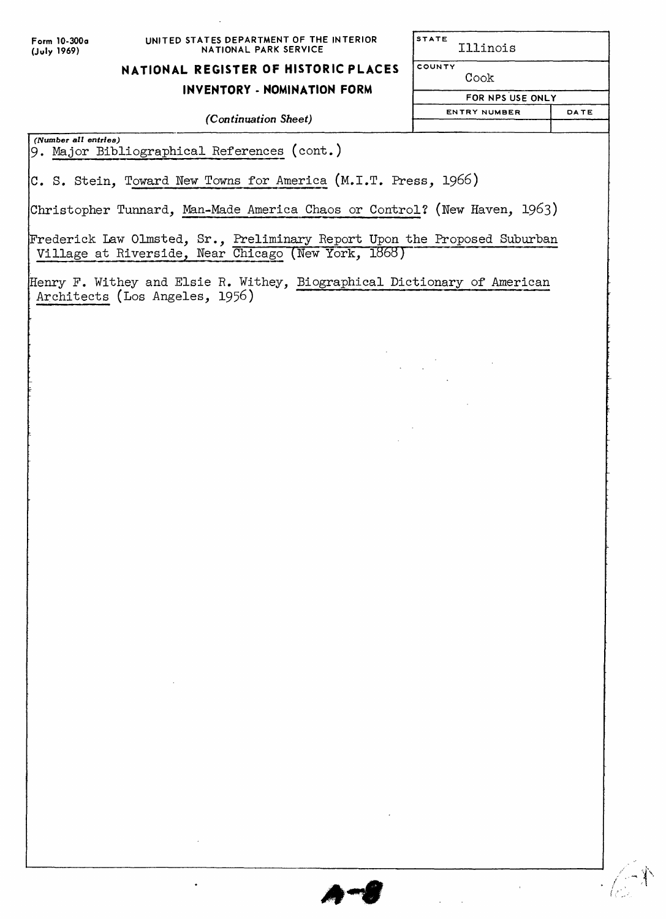Form 10-300a (July 1969)

UNITED STATES DEPARTMENT OF THE INTERIOR
NATIONAL PARK SERVICE

**NATIONAL REGISTER OF HISTORIC PLACES**
**INVENTORY - NOMINATION FORM**

*(Continuation Sheet)*

| | |
|---|---|
| STATE | Illinois |
| COUNTY | Cook |
| FOR NPS USE ONLY | |
| ENTRY NUMBER | DATE |
| | |

*(Number all entries)*

9. Major Bibliographical References (cont.)

C. S. Stein, Toward New Towns for America (M.I.T. Press, 1966)

Christopher Tunnard, Man-Made America Chaos or Control? (New Haven, 1963)

Frederick Law Olmsted, Sr., Preliminary Report Upon the Proposed Suburban Village at Riverside, Near Chicago (New York, 1868)

Henry F. Withey and Elsie R. Withey, Biographical Dictionary of American Architects (Los Angeles, 1956)

A-8